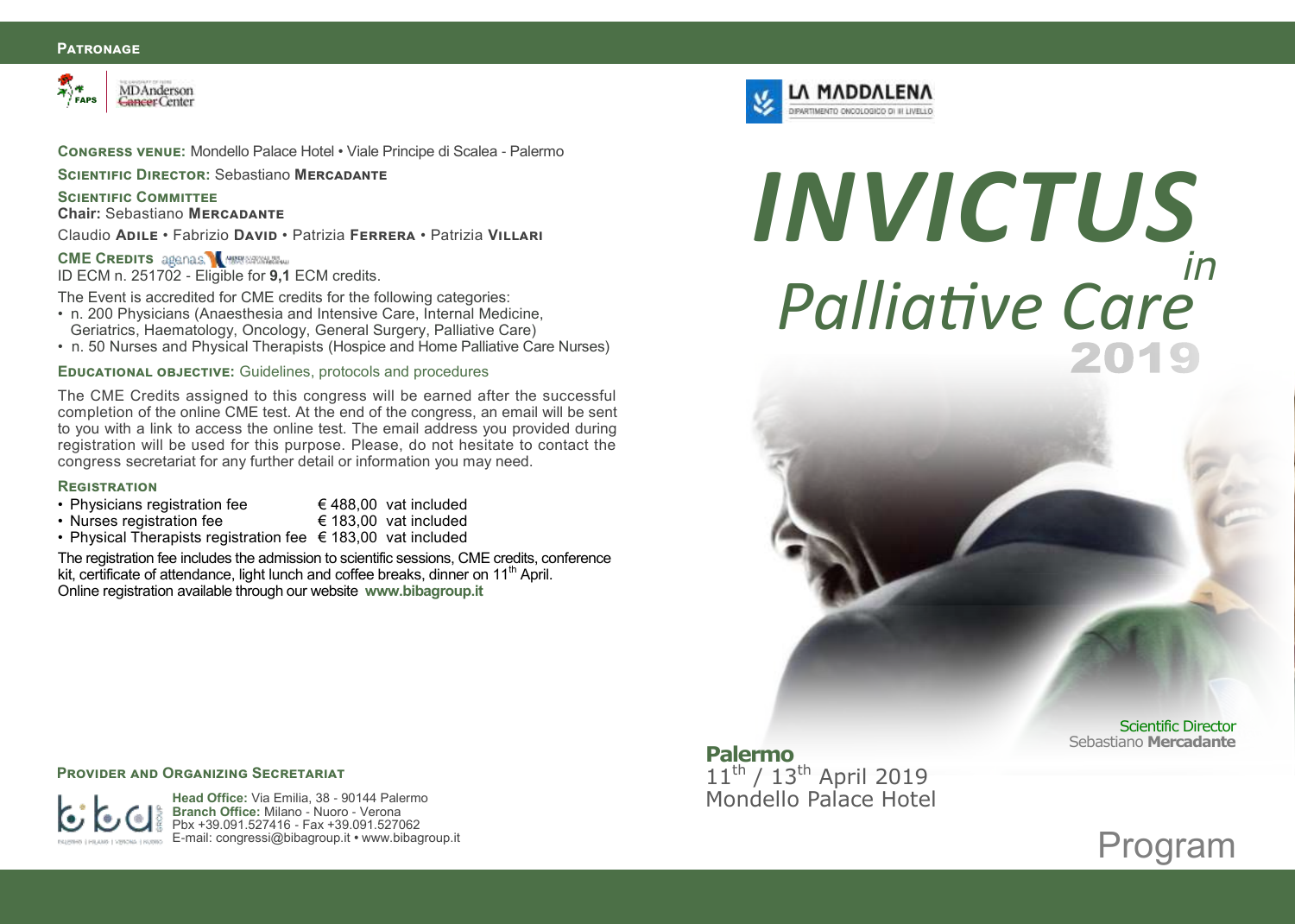**Patronage**

FAPS · MD Anderson Cancer Center

**Congress venue:** Mondello Palace Hotel • Viale Principe di Scalea - Palermo

**Scientific Director:** Sebastiano **Mercadante**

**Scientific Committee**

**Chair:** Sebastiano **Mercadante**

Claudio **Adile** • Fabrizio **David** • Patrizia **Ferrera** • Patrizia **Villari**

**CME Credits**

ID ECM n. 251702 - Eligible for **9,1** ECM credits.

The Event is accredited for CME credits for the following categories:

- n. 200 Physicians (Anaesthesia and Intensive Care, Internal Medicine, Geriatrics, Haematology, Oncology, General Surgery, Palliative Care)
- n. 50 Nurses and Physical Therapists (Hospice and Home Palliative Care Nurses)

**Educational objective:** Guidelines, protocols and procedures

The CME Credits assigned to this congress will be earned after the successful completion of the online CME test. At the end of the congress, an email will be sent to you with a link to access the online test. The email address you provided during registration will be used for this purpose. Please, do not hesitate to contact the congress secretariat for any further detail or information you may need.

**Registration**

- Physicians registration fee € 488,00 vat included
- Nurses registration fee € 183,00 vat included
- Physical Therapists registration fee € 183,00 vat included

The registration fee includes the admission to scientific sessions, CME credits, conference kit, certificate of attendance, light lunch and coffee breaks, dinner on 11th April.
Online registration available through our website **www.bibagroup.it**

**Provider and Organizing Secretariat**

**Head Office:** Via Emilia, 38 - 90144 Palermo
**Branch Office:** Milano - Nuoro - Verona
Pbx +39.091.527416 - Fax +39.091.527062
E-mail: congressi@bibagroup.it • www.bibagroup.it

LA MADDALENA
DIPARTIMENTO ONCOLOGICO DI III LIVELLO

# INVICTUS in Palliative Care 2019

**Palermo**
11th / 13th April 2019
Mondello Palace Hotel

Scientific Director
Sebastiano **Mercadante**

## Program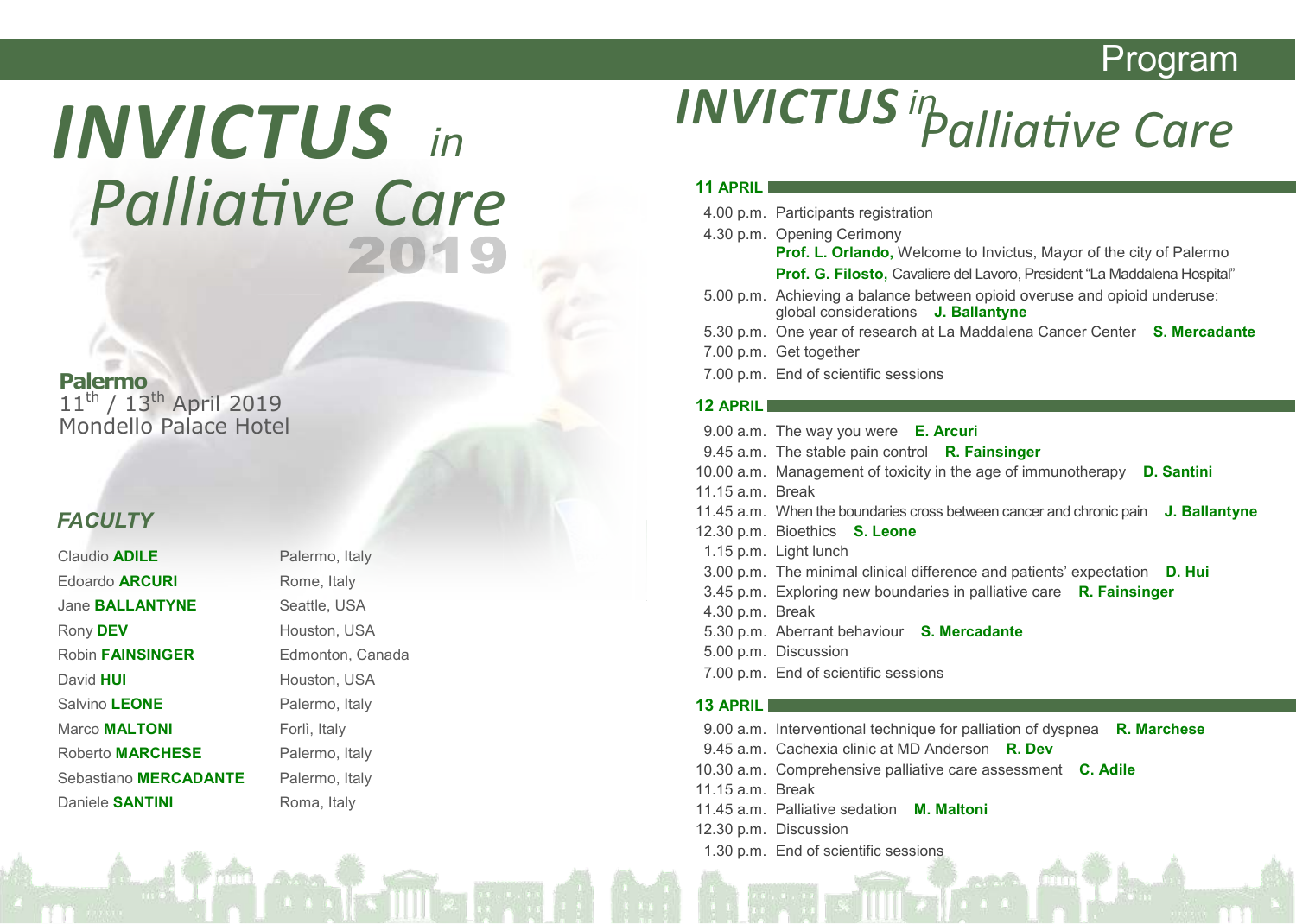# INVICTUS *in* Palliative Care 2019

**Palermo**
11th / 13th April 2019
Mondello Palace Hotel

## FACULTY

| | |
|---|---|
| Claudio **ADILE** | Palermo, Italy |
| Edoardo **ARCURI** | Rome, Italy |
| Jane **BALLANTYNE** | Seattle, USA |
| Rony **DEV** | Houston, USA |
| Robin **FAINSINGER** | Edmonton, Canada |
| David **HUI** | Houston, USA |
| Salvino **LEONE** | Palermo, Italy |
| Marco **MALTONI** | Forlì, Italy |
| Roberto **MARCHESE** | Palermo, Italy |
| Sebastiano **MERCADANTE** | Palermo, Italy |
| Daniele **SANTINI** | Roma, Italy |

## Program

# INVICTUS *in* Palliative Care

### 11 APRIL

- 4.00 p.m. Participants registration
- 4.30 p.m. Opening Cerimony
  - **Prof. L. Orlando,** Welcome to Invictus, Mayor of the city of Palermo
  - **Prof. G. Filosto,** Cavaliere del Lavoro, President "La Maddalena Hospital"
- 5.00 p.m. Achieving a balance between opioid overuse and opioid underuse: global considerations **J. Ballantyne**
- 5.30 p.m. One year of research at La Maddalena Cancer Center **S. Mercadante**
- 7.00 p.m. Get together
- 7.00 p.m. End of scientific sessions

### 12 APRIL

- 9.00 a.m. The way you were **E. Arcuri**
- 9.45 a.m. The stable pain control **R. Fainsinger**
- 10.00 a.m. Management of toxicity in the age of immunotherapy **D. Santini**
- 11.15 a.m. Break
- 11.45 a.m. When the boundaries cross between cancer and chronic pain **J. Ballantyne**
- 12.30 p.m. Bioethics **S. Leone**
- 1.15 p.m. Light lunch
- 3.00 p.m. The minimal clinical difference and patients' expectation **D. Hui**
- 3.45 p.m. Exploring new boundaries in palliative care **R. Fainsinger**
- 4.30 p.m. Break
- 5.30 p.m. Aberrant behaviour **S. Mercadante**
- 5.00 p.m. Discussion
- 7.00 p.m. End of scientific sessions

### 13 APRIL

- 9.00 a.m. Interventional technique for palliation of dyspnea **R. Marchese**
- 9.45 a.m. Cachexia clinic at MD Anderson **R. Dev**
- 10.30 a.m. Comprehensive palliative care assessment **C. Adile**
- 11.15 a.m. Break
- 11.45 a.m. Palliative sedation **M. Maltoni**
- 12.30 p.m. Discussion
- 1.30 p.m. End of scientific sessions